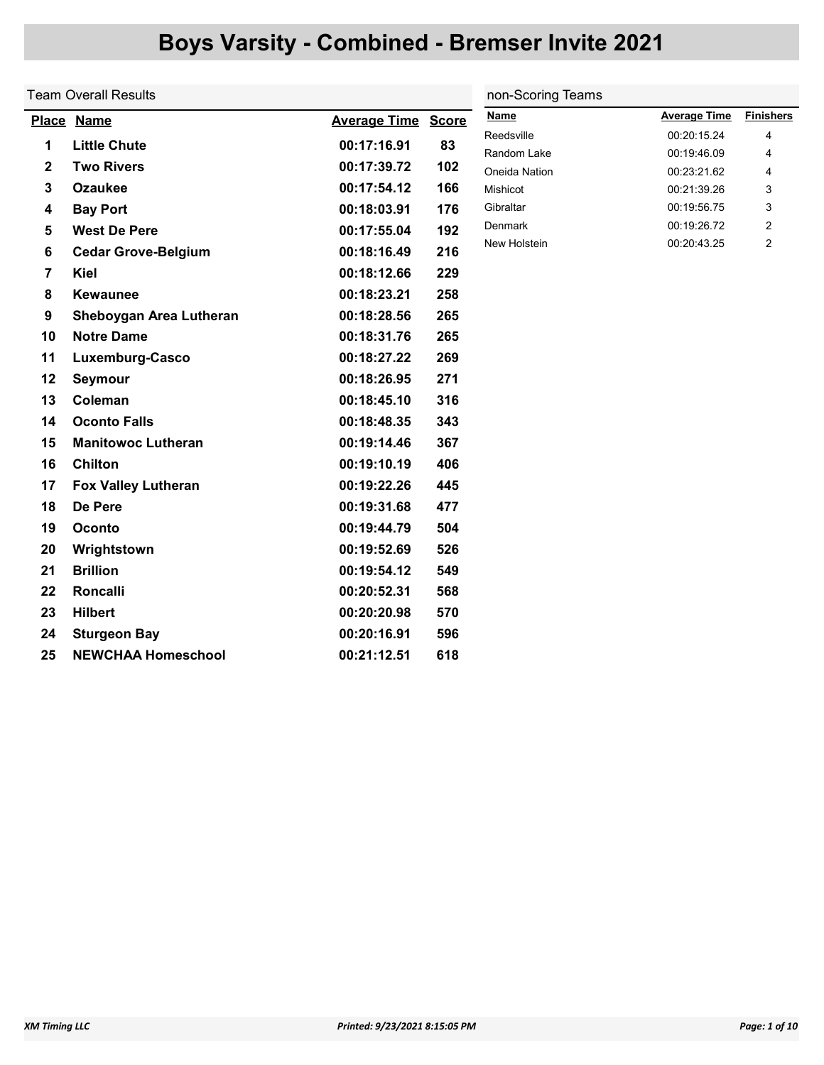# Boys Varsity - Combined - Bremser Invite 2021

## Team Overall Results

| Place | Name | Average Time | Score |
|---|---|---|---|
| 1 | Little Chute | 00:17:16.91 | 83 |
| 2 | Two Rivers | 00:17:39.72 | 102 |
| 3 | Ozaukee | 00:17:54.12 | 166 |
| 4 | Bay Port | 00:18:03.91 | 176 |
| 5 | West De Pere | 00:17:55.04 | 192 |
| 6 | Cedar Grove-Belgium | 00:18:16.49 | 216 |
| 7 | Kiel | 00:18:12.66 | 229 |
| 8 | Kewaunee | 00:18:23.21 | 258 |
| 9 | Sheboygan Area Lutheran | 00:18:28.56 | 265 |
| 10 | Notre Dame | 00:18:31.76 | 265 |
| 11 | Luxemburg-Casco | 00:18:27.22 | 269 |
| 12 | Seymour | 00:18:26.95 | 271 |
| 13 | Coleman | 00:18:45.10 | 316 |
| 14 | Oconto Falls | 00:18:48.35 | 343 |
| 15 | Manitowoc Lutheran | 00:19:14.46 | 367 |
| 16 | Chilton | 00:19:10.19 | 406 |
| 17 | Fox Valley Lutheran | 00:19:22.26 | 445 |
| 18 | De Pere | 00:19:31.68 | 477 |
| 19 | Oconto | 00:19:44.79 | 504 |
| 20 | Wrightstown | 00:19:52.69 | 526 |
| 21 | Brillion | 00:19:54.12 | 549 |
| 22 | Roncalli | 00:20:52.31 | 568 |
| 23 | Hilbert | 00:20:20.98 | 570 |
| 24 | Sturgeon Bay | 00:20:16.91 | 596 |
| 25 | NEWCHAA Homeschool | 00:21:12.51 | 618 |

## non-Scoring Teams

| Name | Average Time | Finishers |
|---|---|---|
| Reedsville | 00:20:15.24 | 4 |
| Random Lake | 00:19:46.09 | 4 |
| Oneida Nation | 00:23:21.62 | 4 |
| Mishicot | 00:21:39.26 | 3 |
| Gibraltar | 00:19:56.75 | 3 |
| Denmark | 00:19:26.72 | 2 |
| New Holstein | 00:20:43.25 | 2 |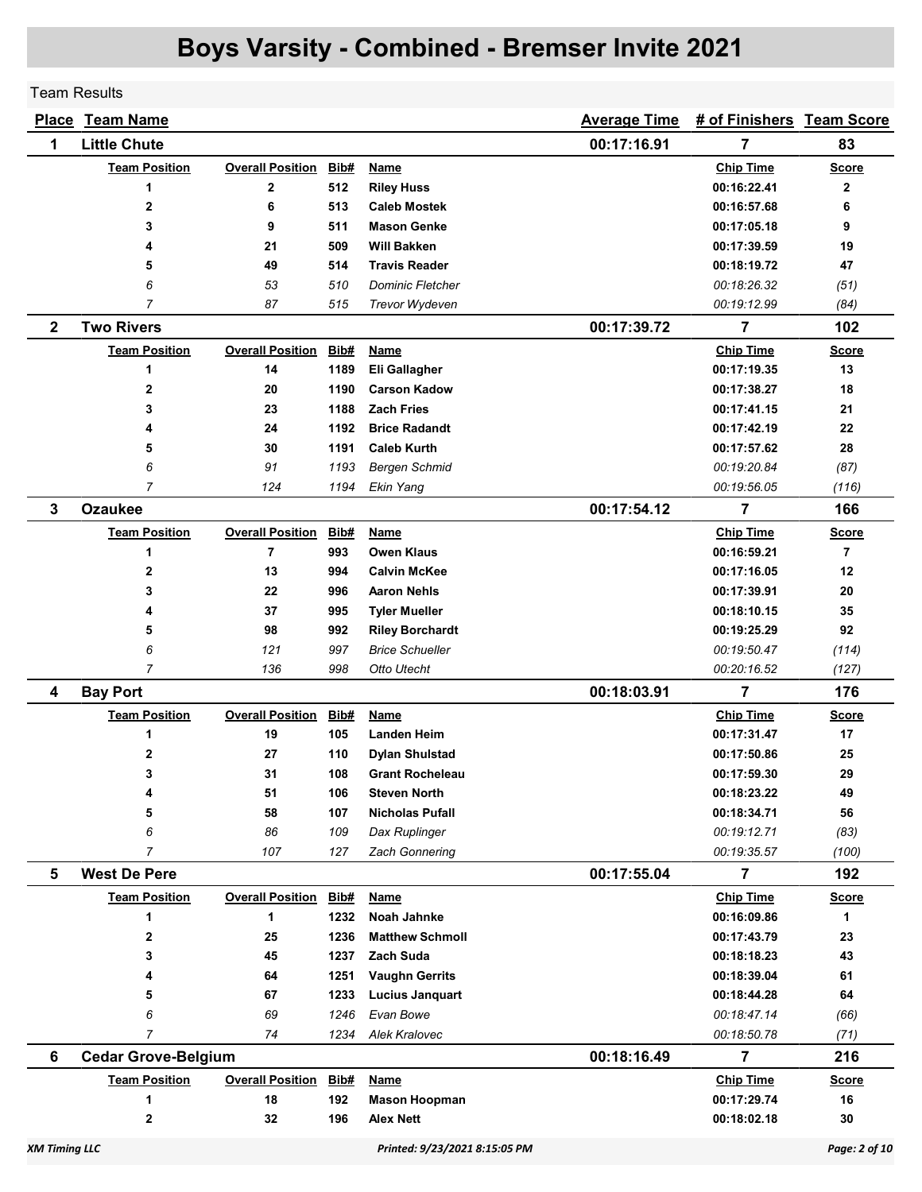# Boys Varsity - Combined - Bremser Invite 2021

Team Results

| Place | Team Name | Average Time | # of Finishers | Team Score |
|---|---|---|---|---|
| 1 | Little Chute | 00:17:16.91 | 7 | 83 |

| Team Position | Overall Position | Bib# | Name | Chip Time | Score |
|---|---|---|---|---|---|
| **1** | **2** | **512** | **Riley Huss** | **00:16:22.41** | **2** |
| **2** | **6** | **513** | **Caleb Mostek** | **00:16:57.68** | **6** |
| **3** | **9** | **511** | **Mason Genke** | **00:17:05.18** | **9** |
| **4** | **21** | **509** | **Will Bakken** | **00:17:39.59** | **19** |
| **5** | **49** | **514** | **Travis Reader** | **00:18:19.72** | **47** |
| *6* | *53* | *510* | *Dominic Fletcher* | *00:18:26.32* | *(51)* |
| *7* | *87* | *515* | *Trevor Wydeven* | *00:19:12.99* | *(84)* |

| Place | Team Name | Average Time | # of Finishers | Team Score |
|---|---|---|---|---|
| 2 | Two Rivers | 00:17:39.72 | 7 | 102 |

| Team Position | Overall Position | Bib# | Name | Chip Time | Score |
|---|---|---|---|---|---|
| **1** | **14** | **1189** | **Eli Gallagher** | **00:17:19.35** | **13** |
| **2** | **20** | **1190** | **Carson Kadow** | **00:17:38.27** | **18** |
| **3** | **23** | **1188** | **Zach Fries** | **00:17:41.15** | **21** |
| **4** | **24** | **1192** | **Brice Radandt** | **00:17:42.19** | **22** |
| **5** | **30** | **1191** | **Caleb Kurth** | **00:17:57.62** | **28** |
| *6* | *91* | *1193* | *Bergen Schmid* | *00:19:20.84* | *(87)* |
| *7* | *124* | *1194* | *Ekin Yang* | *00:19:56.05* | *(116)* |

| Place | Team Name | Average Time | # of Finishers | Team Score |
|---|---|---|---|---|
| 3 | Ozaukee | 00:17:54.12 | 7 | 166 |

| Team Position | Overall Position | Bib# | Name | Chip Time | Score |
|---|---|---|---|---|---|
| **1** | **7** | **993** | **Owen Klaus** | **00:16:59.21** | **7** |
| **2** | **13** | **994** | **Calvin McKee** | **00:17:16.05** | **12** |
| **3** | **22** | **996** | **Aaron Nehls** | **00:17:39.91** | **20** |
| **4** | **37** | **995** | **Tyler Mueller** | **00:18:10.15** | **35** |
| **5** | **98** | **992** | **Riley Borchardt** | **00:19:25.29** | **92** |
| *6* | *121* | *997* | *Brice Schueller* | *00:19:50.47* | *(114)* |
| *7* | *136* | *998* | *Otto Utecht* | *00:20:16.52* | *(127)* |

| Place | Team Name | Average Time | # of Finishers | Team Score |
|---|---|---|---|---|
| 4 | Bay Port | 00:18:03.91 | 7 | 176 |

| Team Position | Overall Position | Bib# | Name | Chip Time | Score |
|---|---|---|---|---|---|
| **1** | **19** | **105** | **Landen Heim** | **00:17:31.47** | **17** |
| **2** | **27** | **110** | **Dylan Shulstad** | **00:17:50.86** | **25** |
| **3** | **31** | **108** | **Grant Rocheleau** | **00:17:59.30** | **29** |
| **4** | **51** | **106** | **Steven North** | **00:18:23.22** | **49** |
| **5** | **58** | **107** | **Nicholas Pufall** | **00:18:34.71** | **56** |
| *6* | *86* | *109* | *Dax Ruplinger* | *00:19:12.71* | *(83)* |
| *7* | *107* | *127* | *Zach Gonnering* | *00:19:35.57* | *(100)* |

| Place | Team Name | Average Time | # of Finishers | Team Score |
|---|---|---|---|---|
| 5 | West De Pere | 00:17:55.04 | 7 | 192 |

| Team Position | Overall Position | Bib# | Name | Chip Time | Score |
|---|---|---|---|---|---|
| **1** | **1** | **1232** | **Noah Jahnke** | **00:16:09.86** | **1** |
| **2** | **25** | **1236** | **Matthew Schmoll** | **00:17:43.79** | **23** |
| **3** | **45** | **1237** | **Zach Suda** | **00:18:18.23** | **43** |
| **4** | **64** | **1251** | **Vaughn Gerrits** | **00:18:39.04** | **61** |
| **5** | **67** | **1233** | **Lucius Janquart** | **00:18:44.28** | **64** |
| *6* | *69* | *1246* | *Evan Bowe* | *00:18:47.14* | *(66)* |
| *7* | *74* | *1234* | *Alek Kralovec* | *00:18:50.78* | *(71)* |

| Place | Team Name | Average Time | # of Finishers | Team Score |
|---|---|---|---|---|
| 6 | Cedar Grove-Belgium | 00:18:16.49 | 7 | 216 |

| Team Position | Overall Position | Bib# | Name | Chip Time | Score |
|---|---|---|---|---|---|
| **1** | **18** | **192** | **Mason Hoopman** | **00:17:29.74** | **16** |
| **2** | **32** | **196** | **Alex Nett** | **00:18:02.18** | **30** |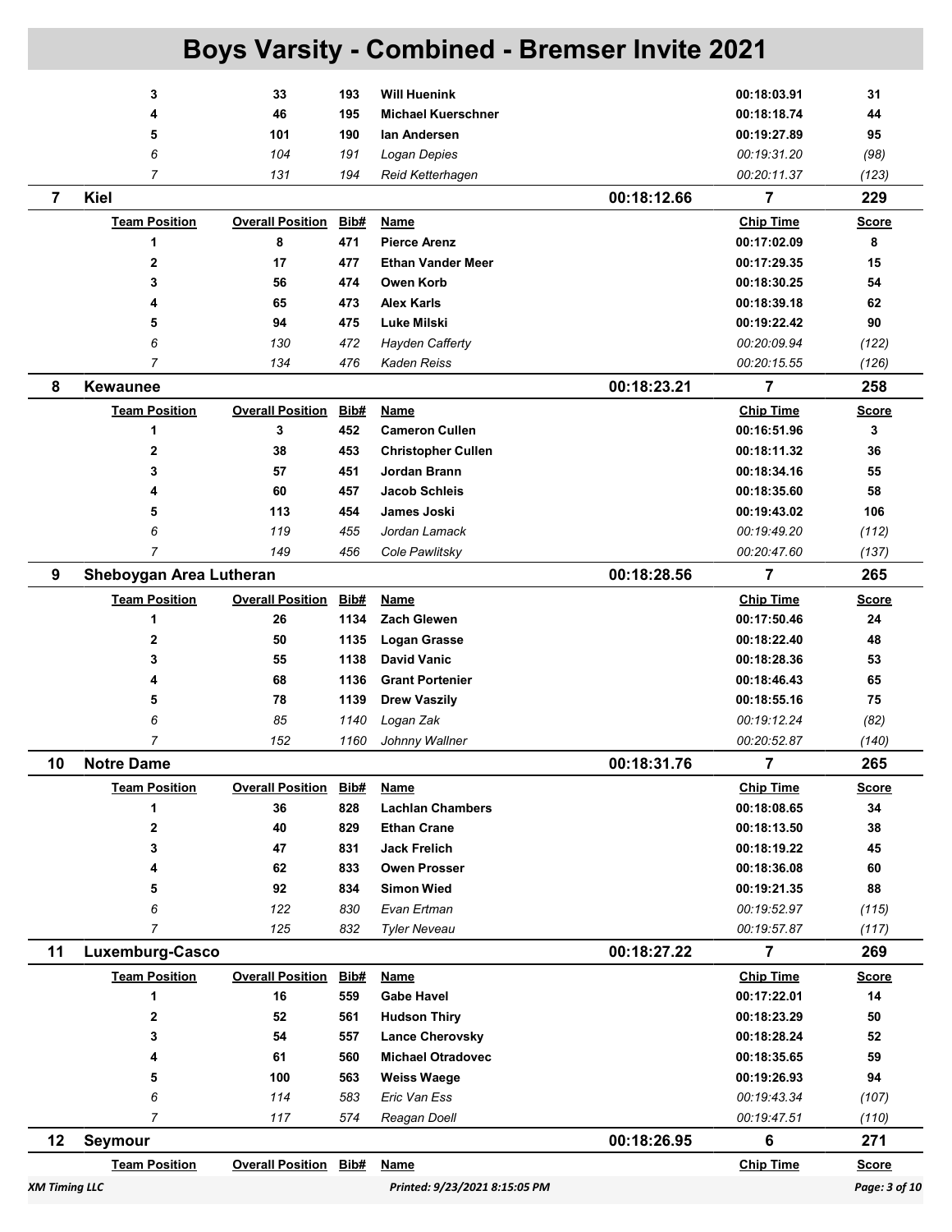# Boys Varsity - Combined - Bremser Invite 2021

| Team Position | Overall Position | Bib# | Name | Chip Time | Score |
|---|---|---|---|---|---|
| **3** | **33** | **193** | **Will Huenink** | **00:18:03.91** | **31** |
| **4** | **46** | **195** | **Michael Kuerschner** | **00:18:18.74** | **44** |
| **5** | **101** | **190** | **Ian Andersen** | **00:19:27.89** | **95** |
| *6* | *104* | *191* | *Logan Depies* | *00:19:31.20* | *(98)* |
| *7* | *131* | *194* | *Reid Ketterhagen* | *00:20:11.37* | *(123)* |

## 7 Kiel — 00:18:12.66 — 7 — 229

| Team Position | Overall Position | Bib# | Name | Chip Time | Score |
|---|---|---|---|---|---|
| **1** | **8** | **471** | **Pierce Arenz** | **00:17:02.09** | **8** |
| **2** | **17** | **477** | **Ethan Vander Meer** | **00:17:29.35** | **15** |
| **3** | **56** | **474** | **Owen Korb** | **00:18:30.25** | **54** |
| **4** | **65** | **473** | **Alex Karls** | **00:18:39.18** | **62** |
| **5** | **94** | **475** | **Luke Milski** | **00:19:22.42** | **90** |
| *6* | *130* | *472* | *Hayden Cafferty* | *00:20:09.94* | *(122)* |
| *7* | *134* | *476* | *Kaden Reiss* | *00:20:15.55* | *(126)* |

## 8 Kewaunee — 00:18:23.21 — 7 — 258

| Team Position | Overall Position | Bib# | Name | Chip Time | Score |
|---|---|---|---|---|---|
| **1** | **3** | **452** | **Cameron Cullen** | **00:16:51.96** | **3** |
| **2** | **38** | **453** | **Christopher Cullen** | **00:18:11.32** | **36** |
| **3** | **57** | **451** | **Jordan Brann** | **00:18:34.16** | **55** |
| **4** | **60** | **457** | **Jacob Schleis** | **00:18:35.60** | **58** |
| **5** | **113** | **454** | **James Joski** | **00:19:43.02** | **106** |
| *6* | *119* | *455* | *Jordan Lamack* | *00:19:49.20* | *(112)* |
| *7* | *149* | *456* | *Cole Pawlitsky* | *00:20:47.60* | *(137)* |

## 9 Sheboygan Area Lutheran — 00:18:28.56 — 7 — 265

| Team Position | Overall Position | Bib# | Name | Chip Time | Score |
|---|---|---|---|---|---|
| **1** | **26** | **1134** | **Zach Glewen** | **00:17:50.46** | **24** |
| **2** | **50** | **1135** | **Logan Grasse** | **00:18:22.40** | **48** |
| **3** | **55** | **1138** | **David Vanic** | **00:18:28.36** | **53** |
| **4** | **68** | **1136** | **Grant Portenier** | **00:18:46.43** | **65** |
| **5** | **78** | **1139** | **Drew Vaszily** | **00:18:55.16** | **75** |
| *6* | *85* | *1140* | *Logan Zak* | *00:19:12.24* | *(82)* |
| *7* | *152* | *1160* | *Johnny Wallner* | *00:20:52.87* | *(140)* |

## 10 Notre Dame — 00:18:31.76 — 7 — 265

| Team Position | Overall Position | Bib# | Name | Chip Time | Score |
|---|---|---|---|---|---|
| **1** | **36** | **828** | **Lachlan Chambers** | **00:18:08.65** | **34** |
| **2** | **40** | **829** | **Ethan Crane** | **00:18:13.50** | **38** |
| **3** | **47** | **831** | **Jack Frelich** | **00:18:19.22** | **45** |
| **4** | **62** | **833** | **Owen Prosser** | **00:18:36.08** | **60** |
| **5** | **92** | **834** | **Simon Wied** | **00:19:21.35** | **88** |
| *6* | *122* | *830* | *Evan Ertman* | *00:19:52.97* | *(115)* |
| *7* | *125* | *832* | *Tyler Neveau* | *00:19:57.87* | *(117)* |

## 11 Luxemburg-Casco — 00:18:27.22 — 7 — 269

| Team Position | Overall Position | Bib# | Name | Chip Time | Score |
|---|---|---|---|---|---|
| **1** | **16** | **559** | **Gabe Havel** | **00:17:22.01** | **14** |
| **2** | **52** | **561** | **Hudson Thiry** | **00:18:23.29** | **50** |
| **3** | **54** | **557** | **Lance Cherovsky** | **00:18:28.24** | **52** |
| **4** | **61** | **560** | **Michael Otradovec** | **00:18:35.65** | **59** |
| **5** | **100** | **563** | **Weiss Waege** | **00:19:26.93** | **94** |
| *6* | *114* | *583* | *Eric Van Ess* | *00:19:43.34* | *(107)* |
| *7* | *117* | *574* | *Reagan Doell* | *00:19:47.51* | *(110)* |

## 12 Seymour — 00:18:26.95 — 6 — 271

| Team Position | Overall Position | Bib# | Name | Chip Time | Score |
|---|---|---|---|---|---|

XM Timing LLC — Printed: 9/23/2021 8:15:05 PM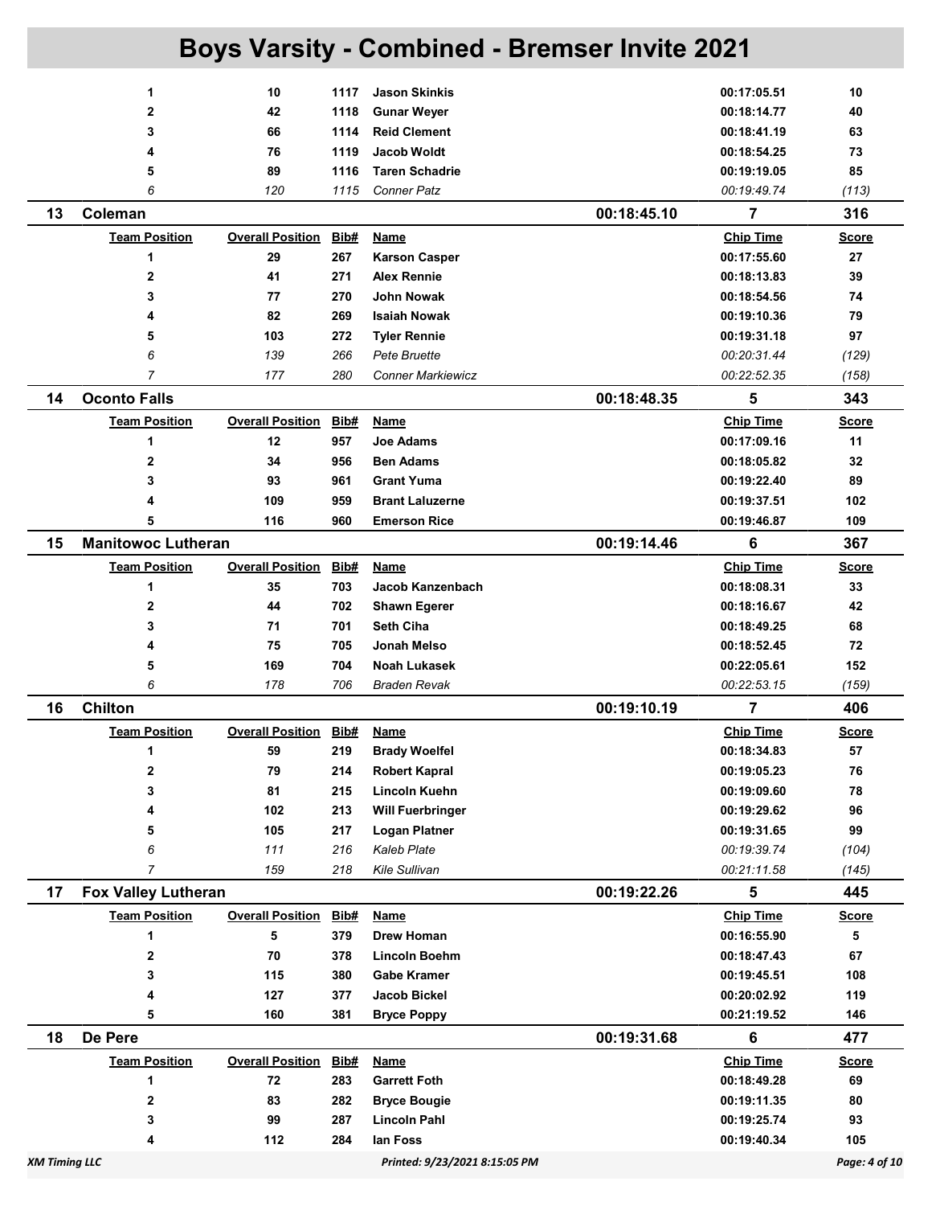# Boys Varsity - Combined - Bremser Invite 2021

| Team Position | Overall Position | Bib# | Name | Chip Time | Score |
|---|---|---|---|---|---|
| 1 | 10 | 1117 | **Jason Skinkis** | 00:17:05.51 | 10 |
| 2 | 42 | 1118 | **Gunar Weyer** | 00:18:14.77 | 40 |
| 3 | 66 | 1114 | **Reid Clement** | 00:18:41.19 | 63 |
| 4 | 76 | 1119 | **Jacob Woldt** | 00:18:54.25 | 73 |
| 5 | 89 | 1116 | **Taren Schadrie** | 00:19:19.05 | 85 |
| *6* | *120* | *1115* | *Conner Patz* | *00:19:49.74* | *(113)* |

## 13 Coleman — 00:18:45.10 — 7 — 316

| Team Position | Overall Position | Bib# | Name | Chip Time | Score |
|---|---|---|---|---|---|
| 1 | 29 | 267 | **Karson Casper** | 00:17:55.60 | 27 |
| 2 | 41 | 271 | **Alex Rennie** | 00:18:13.83 | 39 |
| 3 | 77 | 270 | **John Nowak** | 00:18:54.56 | 74 |
| 4 | 82 | 269 | **Isaiah Nowak** | 00:19:10.36 | 79 |
| 5 | 103 | 272 | **Tyler Rennie** | 00:19:31.18 | 97 |
| *6* | *139* | *266* | *Pete Bruette* | *00:20:31.44* | *(129)* |
| *7* | *177* | *280* | *Conner Markiewicz* | *00:22:52.35* | *(158)* |

## 14 Oconto Falls — 00:18:48.35 — 5 — 343

| Team Position | Overall Position | Bib# | Name | Chip Time | Score |
|---|---|---|---|---|---|
| 1 | 12 | 957 | **Joe Adams** | 00:17:09.16 | 11 |
| 2 | 34 | 956 | **Ben Adams** | 00:18:05.82 | 32 |
| 3 | 93 | 961 | **Grant Yuma** | 00:19:22.40 | 89 |
| 4 | 109 | 959 | **Brant Laluzerne** | 00:19:37.51 | 102 |
| 5 | 116 | 960 | **Emerson Rice** | 00:19:46.87 | 109 |

## 15 Manitowoc Lutheran — 00:19:14.46 — 6 — 367

| Team Position | Overall Position | Bib# | Name | Chip Time | Score |
|---|---|---|---|---|---|
| 1 | 35 | 703 | **Jacob Kanzenbach** | 00:18:08.31 | 33 |
| 2 | 44 | 702 | **Shawn Egerer** | 00:18:16.67 | 42 |
| 3 | 71 | 701 | **Seth Ciha** | 00:18:49.25 | 68 |
| 4 | 75 | 705 | **Jonah Melso** | 00:18:52.45 | 72 |
| 5 | 169 | 704 | **Noah Lukasek** | 00:22:05.61 | 152 |
| *6* | *178* | *706* | *Braden Revak* | *00:22:53.15* | *(159)* |

## 16 Chilton — 00:19:10.19 — 7 — 406

| Team Position | Overall Position | Bib# | Name | Chip Time | Score |
|---|---|---|---|---|---|
| 1 | 59 | 219 | **Brady Woelfel** | 00:18:34.83 | 57 |
| 2 | 79 | 214 | **Robert Kapral** | 00:19:05.23 | 76 |
| 3 | 81 | 215 | **Lincoln Kuehn** | 00:19:09.60 | 78 |
| 4 | 102 | 213 | **Will Fuerbringer** | 00:19:29.62 | 96 |
| 5 | 105 | 217 | **Logan Platner** | 00:19:31.65 | 99 |
| *6* | *111* | *216* | *Kaleb Plate* | *00:19:39.74* | *(104)* |
| *7* | *159* | *218* | *Kile Sullivan* | *00:21:11.58* | *(145)* |

## 17 Fox Valley Lutheran — 00:19:22.26 — 5 — 445

| Team Position | Overall Position | Bib# | Name | Chip Time | Score |
|---|---|---|---|---|---|
| 1 | 5 | 379 | **Drew Homan** | 00:16:55.90 | 5 |
| 2 | 70 | 378 | **Lincoln Boehm** | 00:18:47.43 | 67 |
| 3 | 115 | 380 | **Gabe Kramer** | 00:19:45.51 | 108 |
| 4 | 127 | 377 | **Jacob Bickel** | 00:20:02.92 | 119 |
| 5 | 160 | 381 | **Bryce Poppy** | 00:21:19.52 | 146 |

## 18 De Pere — 00:19:31.68 — 6 — 477

| Team Position | Overall Position | Bib# | Name | Chip Time | Score |
|---|---|---|---|---|---|
| 1 | 72 | 283 | **Garrett Foth** | 00:18:49.28 | 69 |
| 2 | 83 | 282 | **Bryce Bougie** | 00:19:11.35 | 80 |
| 3 | 99 | 287 | **Lincoln Pahl** | 00:19:25.74 | 93 |
| 4 | 112 | 284 | **Ian Foss** | 00:19:40.34 | 105 |

XM Timing LLC — Printed: 9/23/2021 8:15:05 PM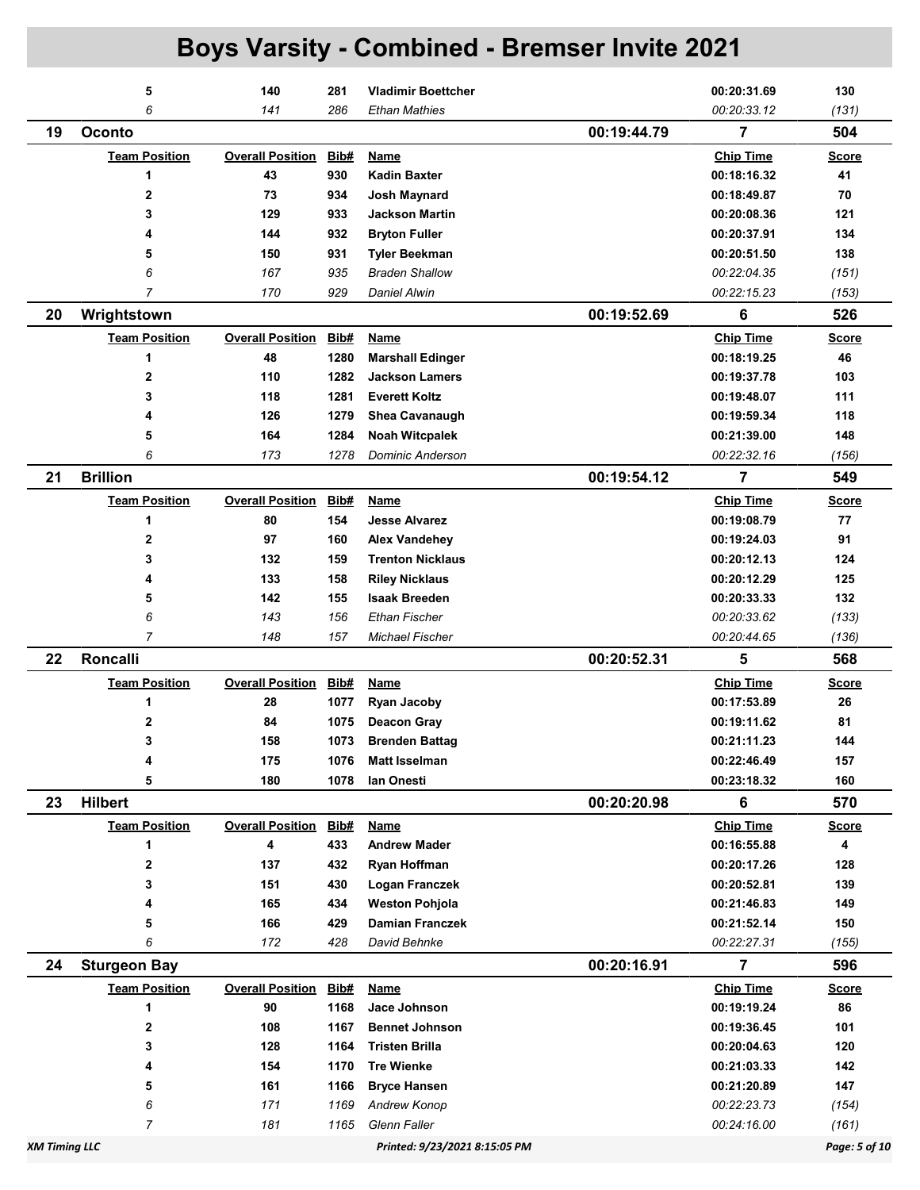# Boys Varsity - Combined - Bremser Invite 2021

| Team Position | Overall Position | Bib# | Name | Chip Time | Score |
|---|---|---|---|---|---|
| **5** | **140** | **281** | **Vladimir Boettcher** | **00:20:31.69** | **130** |
| *6* | *141* | *286* | *Ethan Mathies* | *00:20:33.12* | *(131)* |

## 19 Oconto — 00:19:44.79 — 7 — 504

| Team Position | Overall Position | Bib# | Name | Chip Time | Score |
|---|---|---|---|---|---|
| **1** | **43** | **930** | **Kadin Baxter** | **00:18:16.32** | **41** |
| **2** | **73** | **934** | **Josh Maynard** | **00:18:49.87** | **70** |
| **3** | **129** | **933** | **Jackson Martin** | **00:20:08.36** | **121** |
| **4** | **144** | **932** | **Bryton Fuller** | **00:20:37.91** | **134** |
| **5** | **150** | **931** | **Tyler Beekman** | **00:20:51.50** | **138** |
| *6* | *167* | *935* | *Braden Shallow* | *00:22:04.35* | *(151)* |
| *7* | *170* | *929* | *Daniel Alwin* | *00:22:15.23* | *(153)* |

## 20 Wrightstown — 00:19:52.69 — 6 — 526

| Team Position | Overall Position | Bib# | Name | Chip Time | Score |
|---|---|---|---|---|---|
| **1** | **48** | **1280** | **Marshall Edinger** | **00:18:19.25** | **46** |
| **2** | **110** | **1282** | **Jackson Lamers** | **00:19:37.78** | **103** |
| **3** | **118** | **1281** | **Everett Koltz** | **00:19:48.07** | **111** |
| **4** | **126** | **1279** | **Shea Cavanaugh** | **00:19:59.34** | **118** |
| **5** | **164** | **1284** | **Noah Witcpalek** | **00:21:39.00** | **148** |
| *6* | *173* | *1278* | *Dominic Anderson* | *00:22:32.16* | *(156)* |

## 21 Brillion — 00:19:54.12 — 7 — 549

| Team Position | Overall Position | Bib# | Name | Chip Time | Score |
|---|---|---|---|---|---|
| **1** | **80** | **154** | **Jesse Alvarez** | **00:19:08.79** | **77** |
| **2** | **97** | **160** | **Alex Vandehey** | **00:19:24.03** | **91** |
| **3** | **132** | **159** | **Trenton Nicklaus** | **00:20:12.13** | **124** |
| **4** | **133** | **158** | **Riley Nicklaus** | **00:20:12.29** | **125** |
| **5** | **142** | **155** | **Isaak Breeden** | **00:20:33.33** | **132** |
| *6* | *143* | *156* | *Ethan Fischer* | *00:20:33.62* | *(133)* |
| *7* | *148* | *157* | *Michael Fischer* | *00:20:44.65* | *(136)* |

## 22 Roncalli — 00:20:52.31 — 5 — 568

| Team Position | Overall Position | Bib# | Name | Chip Time | Score |
|---|---|---|---|---|---|
| **1** | **28** | **1077** | **Ryan Jacoby** | **00:17:53.89** | **26** |
| **2** | **84** | **1075** | **Deacon Gray** | **00:19:11.62** | **81** |
| **3** | **158** | **1073** | **Brenden Battag** | **00:21:11.23** | **144** |
| **4** | **175** | **1076** | **Matt Isselman** | **00:22:46.49** | **157** |
| **5** | **180** | **1078** | **Ian Onesti** | **00:23:18.32** | **160** |

## 23 Hilbert — 00:20:20.98 — 6 — 570

| Team Position | Overall Position | Bib# | Name | Chip Time | Score |
|---|---|---|---|---|---|
| **1** | **4** | **433** | **Andrew Mader** | **00:16:55.88** | **4** |
| **2** | **137** | **432** | **Ryan Hoffman** | **00:20:17.26** | **128** |
| **3** | **151** | **430** | **Logan Franczek** | **00:20:52.81** | **139** |
| **4** | **165** | **434** | **Weston Pohjola** | **00:21:46.83** | **149** |
| **5** | **166** | **429** | **Damian Franczek** | **00:21:52.14** | **150** |
| *6* | *172* | *428* | *David Behnke* | *00:22:27.31* | *(155)* |

## 24 Sturgeon Bay — 00:20:16.91 — 7 — 596

| Team Position | Overall Position | Bib# | Name | Chip Time | Score |
|---|---|---|---|---|---|
| **1** | **90** | **1168** | **Jace Johnson** | **00:19:19.24** | **86** |
| **2** | **108** | **1167** | **Bennet Johnson** | **00:19:36.45** | **101** |
| **3** | **128** | **1164** | **Tristen Brilla** | **00:20:04.63** | **120** |
| **4** | **154** | **1170** | **Tre Wienke** | **00:21:03.33** | **142** |
| **5** | **161** | **1166** | **Bryce Hansen** | **00:21:20.89** | **147** |
| *6* | *171* | *1169* | *Andrew Konop* | *00:22:23.73* | *(154)* |
| *7* | *181* | *1165* | *Glenn Faller* | *00:24:16.00* | *(161)* |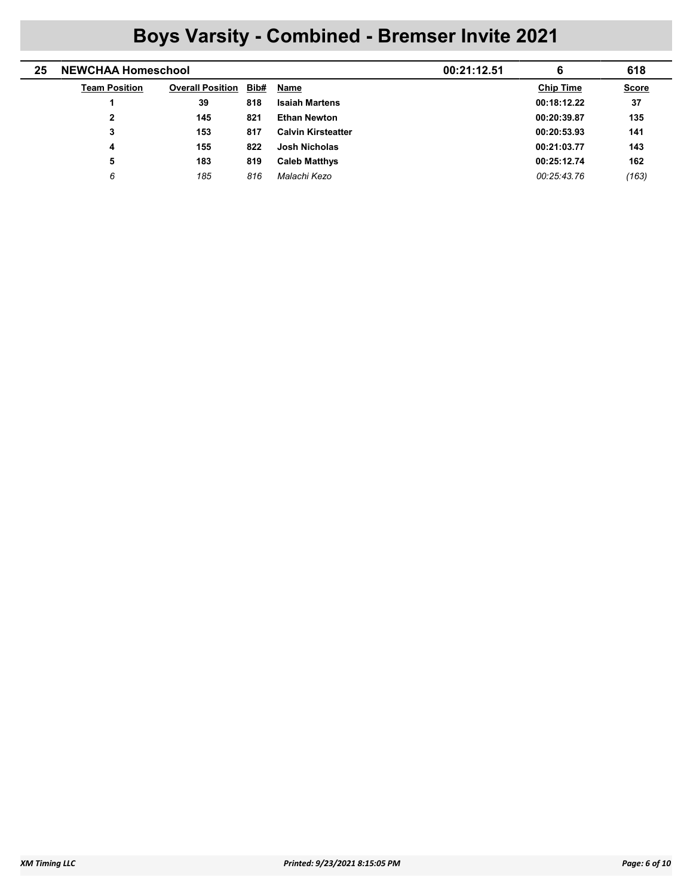# Boys Varsity - Combined - Bremser Invite 2021

| 25 | NEWCHAA Homeschool | | | 00:21:12.51 | 6 | 618 |
|---|---|---|---|---|---|---|
| **Team Position** | **Overall Position** | **Bib#** | **Name** | | **Chip Time** | **Score** |
| **1** | **39** | **818** | **Isaiah Martens** | | **00:18:12.22** | **37** |
| **2** | **145** | **821** | **Ethan Newton** | | **00:20:39.87** | **135** |
| **3** | **153** | **817** | **Calvin Kirsteatter** | | **00:20:53.93** | **141** |
| **4** | **155** | **822** | **Josh Nicholas** | | **00:21:03.77** | **143** |
| **5** | **183** | **819** | **Caleb Matthys** | | **00:25:12.74** | **162** |
| *6* | *185* | *816* | *Malachi Kezo* | | *00:25:43.76* | *(163)* |

XM Timing LLC — Printed: 9/23/2021 8:15:05 PM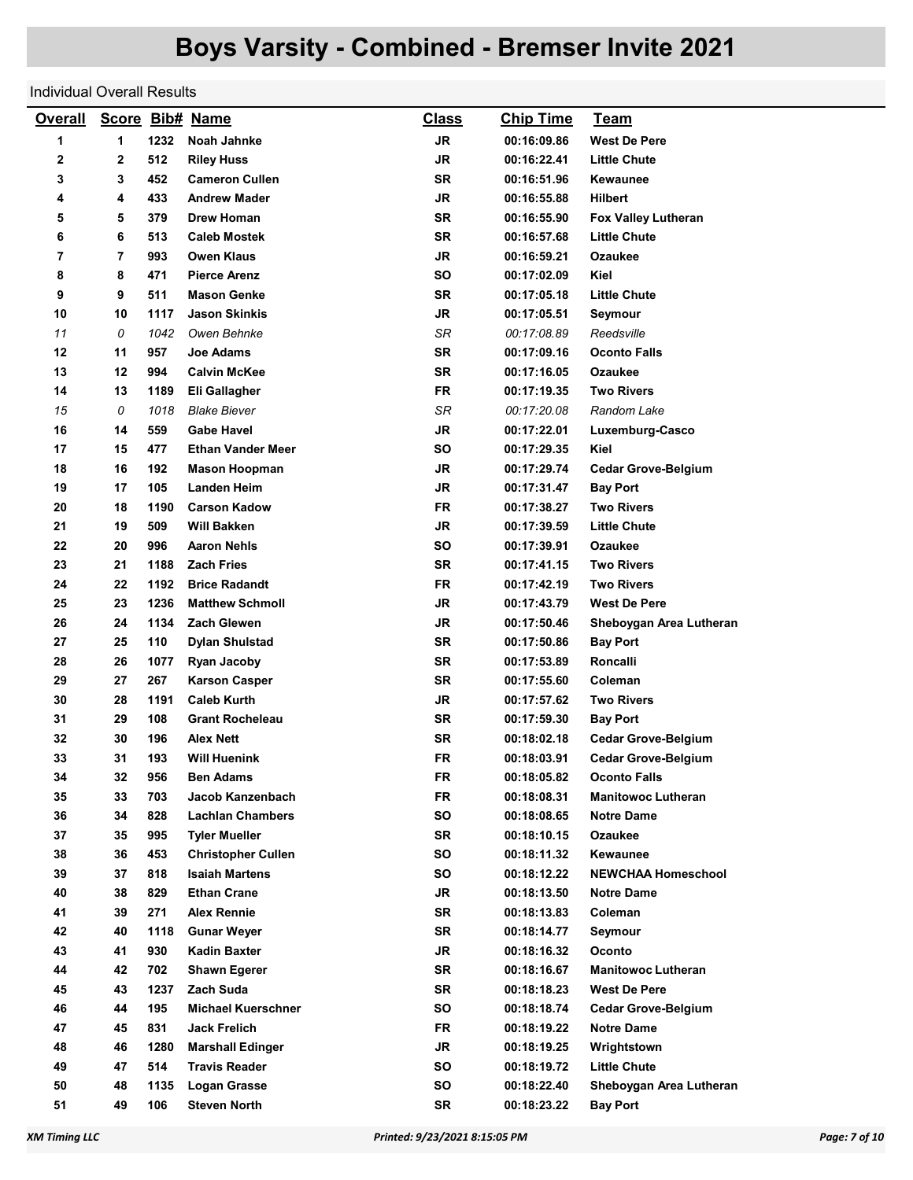# Boys Varsity - Combined - Bremser Invite 2021

Individual Overall Results

| Overall | Score | Bib# | Name | Class | Chip Time | Team |
|---|---|---|---|---|---|---|
| 1 | 1 | 1232 | Noah Jahnke | JR | 00:16:09.86 | West De Pere |
| 2 | 2 | 512 | Riley Huss | JR | 00:16:22.41 | Little Chute |
| 3 | 3 | 452 | Cameron Cullen | SR | 00:16:51.96 | Kewaunee |
| 4 | 4 | 433 | Andrew Mader | JR | 00:16:55.88 | Hilbert |
| 5 | 5 | 379 | Drew Homan | SR | 00:16:55.90 | Fox Valley Lutheran |
| 6 | 6 | 513 | Caleb Mostek | SR | 00:16:57.68 | Little Chute |
| 7 | 7 | 993 | Owen Klaus | JR | 00:16:59.21 | Ozaukee |
| 8 | 8 | 471 | Pierce Arenz | SO | 00:17:02.09 | Kiel |
| 9 | 9 | 511 | Mason Genke | SR | 00:17:05.18 | Little Chute |
| 10 | 10 | 1117 | Jason Skinkis | JR | 00:17:05.51 | Seymour |
| *11* | *0* | *1042* | *Owen Behnke* | *SR* | *00:17:08.89* | *Reedsville* |
| 12 | 11 | 957 | Joe Adams | SR | 00:17:09.16 | Oconto Falls |
| 13 | 12 | 994 | Calvin McKee | SR | 00:17:16.05 | Ozaukee |
| 14 | 13 | 1189 | Eli Gallagher | FR | 00:17:19.35 | Two Rivers |
| *15* | *0* | *1018* | *Blake Biever* | *SR* | *00:17:20.08* | *Random Lake* |
| 16 | 14 | 559 | Gabe Havel | JR | 00:17:22.01 | Luxemburg-Casco |
| 17 | 15 | 477 | Ethan Vander Meer | SO | 00:17:29.35 | Kiel |
| 18 | 16 | 192 | Mason Hoopman | JR | 00:17:29.74 | Cedar Grove-Belgium |
| 19 | 17 | 105 | Landen Heim | JR | 00:17:31.47 | Bay Port |
| 20 | 18 | 1190 | Carson Kadow | FR | 00:17:38.27 | Two Rivers |
| 21 | 19 | 509 | Will Bakken | JR | 00:17:39.59 | Little Chute |
| 22 | 20 | 996 | Aaron Nehls | SO | 00:17:39.91 | Ozaukee |
| 23 | 21 | 1188 | Zach Fries | SR | 00:17:41.15 | Two Rivers |
| 24 | 22 | 1192 | Brice Radandt | FR | 00:17:42.19 | Two Rivers |
| 25 | 23 | 1236 | Matthew Schmoll | JR | 00:17:43.79 | West De Pere |
| 26 | 24 | 1134 | Zach Glewen | JR | 00:17:50.46 | Sheboygan Area Lutheran |
| 27 | 25 | 110 | Dylan Shulstad | SR | 00:17:50.86 | Bay Port |
| 28 | 26 | 1077 | Ryan Jacoby | SR | 00:17:53.89 | Roncalli |
| 29 | 27 | 267 | Karson Casper | SR | 00:17:55.60 | Coleman |
| 30 | 28 | 1191 | Caleb Kurth | JR | 00:17:57.62 | Two Rivers |
| 31 | 29 | 108 | Grant Rocheleau | SR | 00:17:59.30 | Bay Port |
| 32 | 30 | 196 | Alex Nett | SR | 00:18:02.18 | Cedar Grove-Belgium |
| 33 | 31 | 193 | Will Huenink | FR | 00:18:03.91 | Cedar Grove-Belgium |
| 34 | 32 | 956 | Ben Adams | FR | 00:18:05.82 | Oconto Falls |
| 35 | 33 | 703 | Jacob Kanzenbach | FR | 00:18:08.31 | Manitowoc Lutheran |
| 36 | 34 | 828 | Lachlan Chambers | SO | 00:18:08.65 | Notre Dame |
| 37 | 35 | 995 | Tyler Mueller | SR | 00:18:10.15 | Ozaukee |
| 38 | 36 | 453 | Christopher Cullen | SO | 00:18:11.32 | Kewaunee |
| 39 | 37 | 818 | Isaiah Martens | SO | 00:18:12.22 | NEWCHAA Homeschool |
| 40 | 38 | 829 | Ethan Crane | JR | 00:18:13.50 | Notre Dame |
| 41 | 39 | 271 | Alex Rennie | SR | 00:18:13.83 | Coleman |
| 42 | 40 | 1118 | Gunar Weyer | SR | 00:18:14.77 | Seymour |
| 43 | 41 | 930 | Kadin Baxter | JR | 00:18:16.32 | Oconto |
| 44 | 42 | 702 | Shawn Egerer | SR | 00:18:16.67 | Manitowoc Lutheran |
| 45 | 43 | 1237 | Zach Suda | SR | 00:18:18.23 | West De Pere |
| 46 | 44 | 195 | Michael Kuerschner | SO | 00:18:18.74 | Cedar Grove-Belgium |
| 47 | 45 | 831 | Jack Frelich | FR | 00:18:19.22 | Notre Dame |
| 48 | 46 | 1280 | Marshall Edinger | JR | 00:18:19.25 | Wrightstown |
| 49 | 47 | 514 | Travis Reader | SO | 00:18:19.72 | Little Chute |
| 50 | 48 | 1135 | Logan Grasse | SO | 00:18:22.40 | Sheboygan Area Lutheran |
| 51 | 49 | 106 | Steven North | SR | 00:18:23.22 | Bay Port |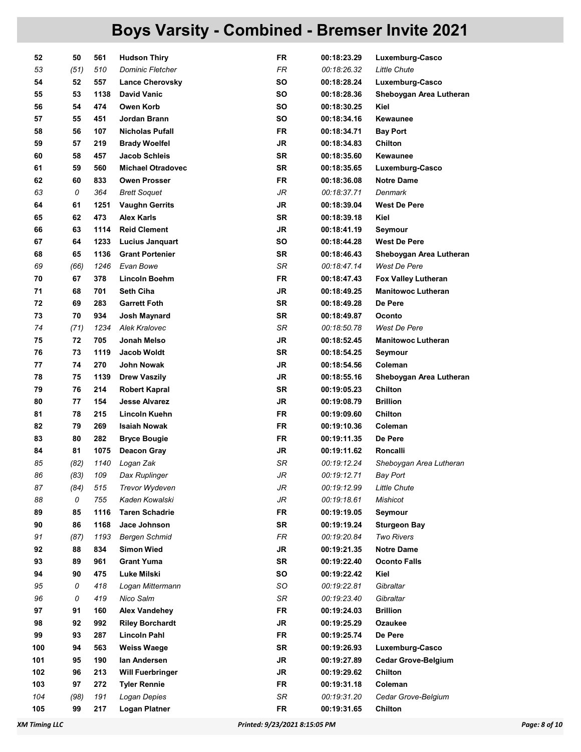# Boys Varsity - Combined - Bremser Invite 2021

| | | | | | | |
|---|---|---|---|---|---|---|
| **52** | **50** | **561** | **Hudson Thiry** | **FR** | **00:18:23.29** | **Luxemburg-Casco** |
| *53* | *(51)* | *510* | *Dominic Fletcher* | *FR* | *00:18:26.32* | *Little Chute* |
| **54** | **52** | **557** | **Lance Cherovsky** | **SO** | **00:18:28.24** | **Luxemburg-Casco** |
| **55** | **53** | **1138** | **David Vanic** | **SO** | **00:18:28.36** | **Sheboygan Area Lutheran** |
| **56** | **54** | **474** | **Owen Korb** | **SO** | **00:18:30.25** | **Kiel** |
| **57** | **55** | **451** | **Jordan Brann** | **SO** | **00:18:34.16** | **Kewaunee** |
| **58** | **56** | **107** | **Nicholas Pufall** | **FR** | **00:18:34.71** | **Bay Port** |
| **59** | **57** | **219** | **Brady Woelfel** | **JR** | **00:18:34.83** | **Chilton** |
| **60** | **58** | **457** | **Jacob Schleis** | **SR** | **00:18:35.60** | **Kewaunee** |
| **61** | **59** | **560** | **Michael Otradovec** | **SR** | **00:18:35.65** | **Luxemburg-Casco** |
| **62** | **60** | **833** | **Owen Prosser** | **FR** | **00:18:36.08** | **Notre Dame** |
| *63* | *0* | *364* | *Brett Soquet* | *JR* | *00:18:37.71* | *Denmark* |
| **64** | **61** | **1251** | **Vaughn Gerrits** | **JR** | **00:18:39.04** | **West De Pere** |
| **65** | **62** | **473** | **Alex Karls** | **SR** | **00:18:39.18** | **Kiel** |
| **66** | **63** | **1114** | **Reid Clement** | **JR** | **00:18:41.19** | **Seymour** |
| **67** | **64** | **1233** | **Lucius Janquart** | **SO** | **00:18:44.28** | **West De Pere** |
| **68** | **65** | **1136** | **Grant Portenier** | **SR** | **00:18:46.43** | **Sheboygan Area Lutheran** |
| *69* | *(66)* | *1246* | *Evan Bowe* | *SR* | *00:18:47.14* | *West De Pere* |
| **70** | **67** | **378** | **Lincoln Boehm** | **FR** | **00:18:47.43** | **Fox Valley Lutheran** |
| **71** | **68** | **701** | **Seth Ciha** | **JR** | **00:18:49.25** | **Manitowoc Lutheran** |
| **72** | **69** | **283** | **Garrett Foth** | **SR** | **00:18:49.28** | **De Pere** |
| **73** | **70** | **934** | **Josh Maynard** | **SR** | **00:18:49.87** | **Oconto** |
| *74* | *(71)* | *1234* | *Alek Kralovec* | *SR* | *00:18:50.78* | *West De Pere* |
| **75** | **72** | **705** | **Jonah Melso** | **JR** | **00:18:52.45** | **Manitowoc Lutheran** |
| **76** | **73** | **1119** | **Jacob Woldt** | **SR** | **00:18:54.25** | **Seymour** |
| **77** | **74** | **270** | **John Nowak** | **JR** | **00:18:54.56** | **Coleman** |
| **78** | **75** | **1139** | **Drew Vaszily** | **JR** | **00:18:55.16** | **Sheboygan Area Lutheran** |
| **79** | **76** | **214** | **Robert Kapral** | **SR** | **00:19:05.23** | **Chilton** |
| **80** | **77** | **154** | **Jesse Alvarez** | **JR** | **00:19:08.79** | **Brillion** |
| **81** | **78** | **215** | **Lincoln Kuehn** | **FR** | **00:19:09.60** | **Chilton** |
| **82** | **79** | **269** | **Isaiah Nowak** | **FR** | **00:19:10.36** | **Coleman** |
| **83** | **80** | **282** | **Bryce Bougie** | **FR** | **00:19:11.35** | **De Pere** |
| **84** | **81** | **1075** | **Deacon Gray** | **JR** | **00:19:11.62** | **Roncalli** |
| *85* | *(82)* | *1140* | *Logan Zak* | *SR* | *00:19:12.24* | *Sheboygan Area Lutheran* |
| *86* | *(83)* | *109* | *Dax Ruplinger* | *JR* | *00:19:12.71* | *Bay Port* |
| *87* | *(84)* | *515* | *Trevor Wydeven* | *JR* | *00:19:12.99* | *Little Chute* |
| *88* | *0* | *755* | *Kaden Kowalski* | *JR* | *00:19:18.61* | *Mishicot* |
| **89** | **85** | **1116** | **Taren Schadrie** | **FR** | **00:19:19.05** | **Seymour** |
| **90** | **86** | **1168** | **Jace Johnson** | **SR** | **00:19:19.24** | **Sturgeon Bay** |
| *91* | *(87)* | *1193* | *Bergen Schmid* | *FR* | *00:19:20.84* | *Two Rivers* |
| **92** | **88** | **834** | **Simon Wied** | **JR** | **00:19:21.35** | **Notre Dame** |
| **93** | **89** | **961** | **Grant Yuma** | **SR** | **00:19:22.40** | **Oconto Falls** |
| **94** | **90** | **475** | **Luke Milski** | **SO** | **00:19:22.42** | **Kiel** |
| *95* | *0* | *418* | *Logan Mittermann* | *SO* | *00:19:22.81* | *Gibraltar* |
| *96* | *0* | *419* | *Nico Salm* | *SR* | *00:19:23.40* | *Gibraltar* |
| **97** | **91** | **160** | **Alex Vandehey** | **FR** | **00:19:24.03** | **Brillion** |
| **98** | **92** | **992** | **Riley Borchardt** | **JR** | **00:19:25.29** | **Ozaukee** |
| **99** | **93** | **287** | **Lincoln Pahl** | **FR** | **00:19:25.74** | **De Pere** |
| **100** | **94** | **563** | **Weiss Waege** | **SR** | **00:19:26.93** | **Luxemburg-Casco** |
| **101** | **95** | **190** | **Ian Andersen** | **JR** | **00:19:27.89** | **Cedar Grove-Belgium** |
| **102** | **96** | **213** | **Will Fuerbringer** | **JR** | **00:19:29.62** | **Chilton** |
| **103** | **97** | **272** | **Tyler Rennie** | **FR** | **00:19:31.18** | **Coleman** |
| *104* | *(98)* | *191* | *Logan Depies* | *SR* | *00:19:31.20* | *Cedar Grove-Belgium* |
| **105** | **99** | **217** | **Logan Platner** | **FR** | **00:19:31.65** | **Chilton** |

XM Timing LLC — Printed: 9/23/2021 8:15:05 PM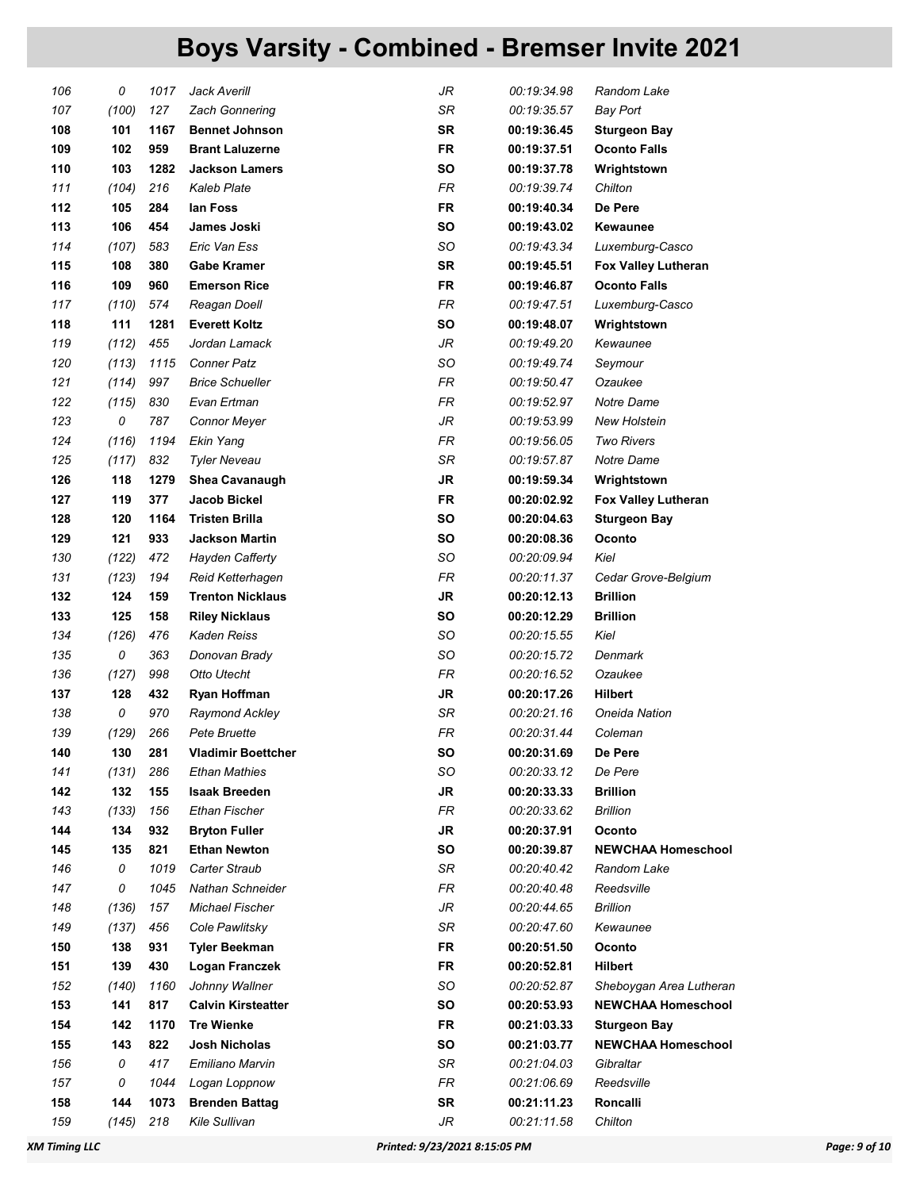# Boys Varsity - Combined - Bremser Invite 2021

| | | | | | | |
|---|---|---|---|---|---|---|
| *106* | *0* | *1017* | *Jack Averill* | *JR* | *00:19:34.98* | *Random Lake* |
| *107* | *(100)* | *127* | *Zach Gonnering* | *SR* | *00:19:35.57* | *Bay Port* |
| **108** | **101** | **1167** | **Bennet Johnson** | **SR** | **00:19:36.45** | **Sturgeon Bay** |
| **109** | **102** | **959** | **Brant Laluzerne** | **FR** | **00:19:37.51** | **Oconto Falls** |
| **110** | **103** | **1282** | **Jackson Lamers** | **SO** | **00:19:37.78** | **Wrightstown** |
| *111* | *(104)* | *216* | *Kaleb Plate* | *FR* | *00:19:39.74* | *Chilton* |
| **112** | **105** | **284** | **Ian Foss** | **FR** | **00:19:40.34** | **De Pere** |
| **113** | **106** | **454** | **James Joski** | **SO** | **00:19:43.02** | **Kewaunee** |
| *114* | *(107)* | *583* | *Eric Van Ess* | *SO* | *00:19:43.34* | *Luxemburg-Casco* |
| **115** | **108** | **380** | **Gabe Kramer** | **SR** | **00:19:45.51** | **Fox Valley Lutheran** |
| **116** | **109** | **960** | **Emerson Rice** | **FR** | **00:19:46.87** | **Oconto Falls** |
| *117* | *(110)* | *574* | *Reagan Doell* | *FR* | *00:19:47.51* | *Luxemburg-Casco* |
| **118** | **111** | **1281** | **Everett Koltz** | **SO** | **00:19:48.07** | **Wrightstown** |
| *119* | *(112)* | *455* | *Jordan Lamack* | *JR* | *00:19:49.20* | *Kewaunee* |
| *120* | *(113)* | *1115* | *Conner Patz* | *SO* | *00:19:49.74* | *Seymour* |
| *121* | *(114)* | *997* | *Brice Schueller* | *FR* | *00:19:50.47* | *Ozaukee* |
| *122* | *(115)* | *830* | *Evan Ertman* | *FR* | *00:19:52.97* | *Notre Dame* |
| *123* | *0* | *787* | *Connor Meyer* | *JR* | *00:19:53.99* | *New Holstein* |
| *124* | *(116)* | *1194* | *Ekin Yang* | *FR* | *00:19:56.05* | *Two Rivers* |
| *125* | *(117)* | *832* | *Tyler Neveau* | *SR* | *00:19:57.87* | *Notre Dame* |
| **126** | **118** | **1279** | **Shea Cavanaugh** | **JR** | **00:19:59.34** | **Wrightstown** |
| **127** | **119** | **377** | **Jacob Bickel** | **FR** | **00:20:02.92** | **Fox Valley Lutheran** |
| **128** | **120** | **1164** | **Tristen Brilla** | **SO** | **00:20:04.63** | **Sturgeon Bay** |
| **129** | **121** | **933** | **Jackson Martin** | **SO** | **00:20:08.36** | **Oconto** |
| *130* | *(122)* | *472* | *Hayden Cafferty* | *SO* | *00:20:09.94* | *Kiel* |
| *131* | *(123)* | *194* | *Reid Ketterhagen* | *FR* | *00:20:11.37* | *Cedar Grove-Belgium* |
| **132** | **124** | **159** | **Trenton Nicklaus** | **JR** | **00:20:12.13** | **Brillion** |
| **133** | **125** | **158** | **Riley Nicklaus** | **SO** | **00:20:12.29** | **Brillion** |
| *134* | *(126)* | *476* | *Kaden Reiss* | *SO* | *00:20:15.55* | *Kiel* |
| *135* | *0* | *363* | *Donovan Brady* | *SO* | *00:20:15.72* | *Denmark* |
| *136* | *(127)* | *998* | *Otto Utecht* | *FR* | *00:20:16.52* | *Ozaukee* |
| **137** | **128** | **432** | **Ryan Hoffman** | **JR** | **00:20:17.26** | **Hilbert** |
| *138* | *0* | *970* | *Raymond Ackley* | *SR* | *00:20:21.16* | *Oneida Nation* |
| *139* | *(129)* | *266* | *Pete Bruette* | *FR* | *00:20:31.44* | *Coleman* |
| **140** | **130** | **281** | **Vladimir Boettcher** | **SO** | **00:20:31.69** | **De Pere** |
| *141* | *(131)* | *286* | *Ethan Mathies* | *SO* | *00:20:33.12* | *De Pere* |
| **142** | **132** | **155** | **Isaak Breeden** | **JR** | **00:20:33.33** | **Brillion** |
| *143* | *(133)* | *156* | *Ethan Fischer* | *FR* | *00:20:33.62* | *Brillion* |
| **144** | **134** | **932** | **Bryton Fuller** | **JR** | **00:20:37.91** | **Oconto** |
| **145** | **135** | **821** | **Ethan Newton** | **SO** | **00:20:39.87** | **NEWCHAA Homeschool** |
| *146* | *0* | *1019* | *Carter Straub* | *SR* | *00:20:40.42* | *Random Lake* |
| *147* | *0* | *1045* | *Nathan Schneider* | *FR* | *00:20:40.48* | *Reedsville* |
| *148* | *(136)* | *157* | *Michael Fischer* | *JR* | *00:20:44.65* | *Brillion* |
| *149* | *(137)* | *456* | *Cole Pawlitsky* | *SR* | *00:20:47.60* | *Kewaunee* |
| **150** | **138** | **931** | **Tyler Beekman** | **FR** | **00:20:51.50** | **Oconto** |
| **151** | **139** | **430** | **Logan Franczek** | **FR** | **00:20:52.81** | **Hilbert** |
| *152* | *(140)* | *1160* | *Johnny Wallner* | *SO* | *00:20:52.87* | *Sheboygan Area Lutheran* |
| **153** | **141** | **817** | **Calvin Kirsteatter** | **SO** | **00:20:53.93** | **NEWCHAA Homeschool** |
| **154** | **142** | **1170** | **Tre Wienke** | **FR** | **00:21:03.33** | **Sturgeon Bay** |
| **155** | **143** | **822** | **Josh Nicholas** | **SO** | **00:21:03.77** | **NEWCHAA Homeschool** |
| *156* | *0* | *417* | *Emiliano Marvin* | *SR* | *00:21:04.03* | *Gibraltar* |
| *157* | *0* | *1044* | *Logan Loppnow* | *FR* | *00:21:06.69* | *Reedsville* |
| **158** | **144** | **1073** | **Brenden Battag** | **SR** | **00:21:11.23** | **Roncalli** |
| *159* | *(145)* | *218* | *Kile Sullivan* | *JR* | *00:21:11.58* | *Chilton* |

XM Timing LLC — Printed: 9/23/2021 8:15:05 PM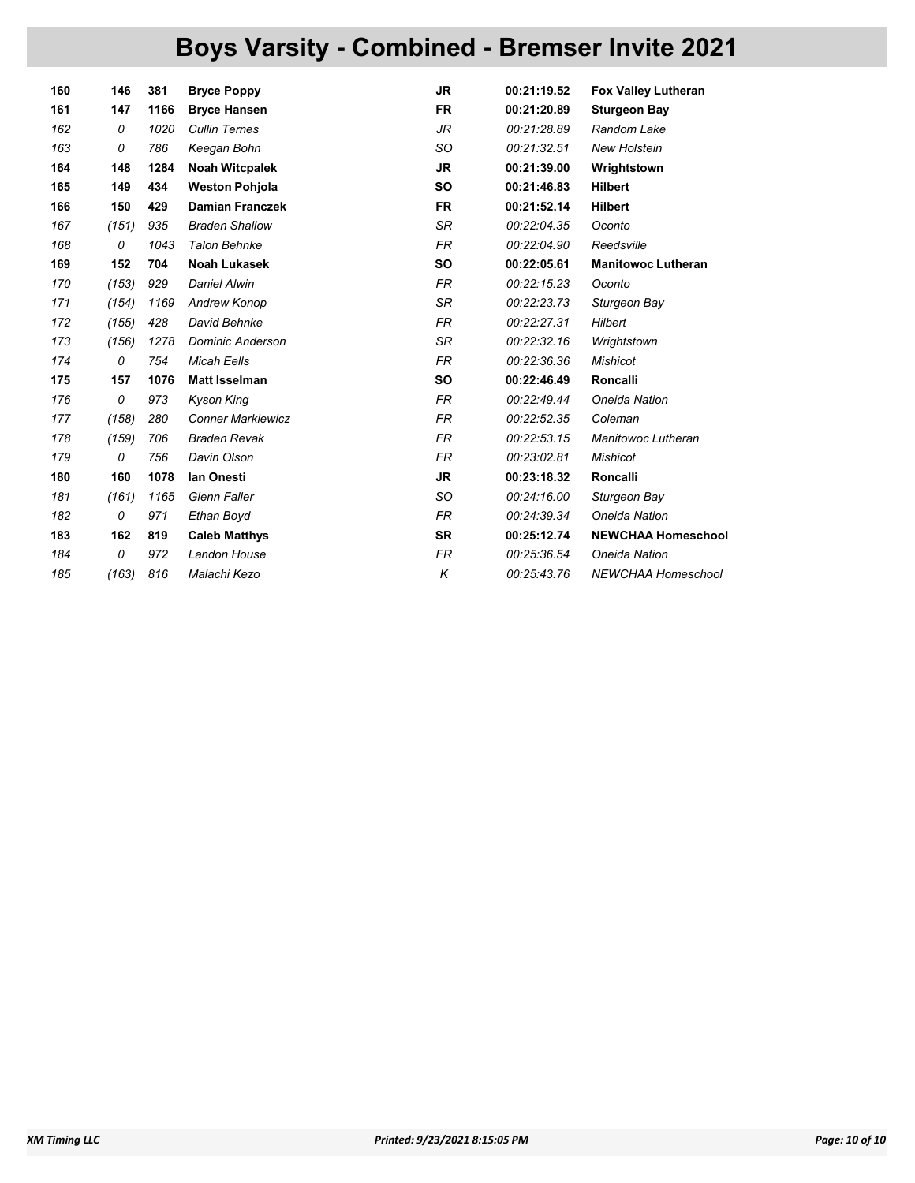# Boys Varsity - Combined - Bremser Invite 2021

| | | | | | | |
|---|---|---|---|---|---|---|
| **160** | **146** | **381** | **Bryce Poppy** | **JR** | **00:21:19.52** | **Fox Valley Lutheran** |
| **161** | **147** | **1166** | **Bryce Hansen** | **FR** | **00:21:20.89** | **Sturgeon Bay** |
| *162* | *0* | *1020* | *Cullin Ternes* | *JR* | *00:21:28.89* | *Random Lake* |
| *163* | *0* | *786* | *Keegan Bohn* | *SO* | *00:21:32.51* | *New Holstein* |
| **164** | **148** | **1284** | **Noah Witcpalek** | **JR** | **00:21:39.00** | **Wrightstown** |
| **165** | **149** | **434** | **Weston Pohjola** | **SO** | **00:21:46.83** | **Hilbert** |
| **166** | **150** | **429** | **Damian Franczek** | **FR** | **00:21:52.14** | **Hilbert** |
| *167* | *(151)* | *935* | *Braden Shallow* | *SR* | *00:22:04.35* | *Oconto* |
| *168* | *0* | *1043* | *Talon Behnke* | *FR* | *00:22:04.90* | *Reedsville* |
| **169** | **152** | **704** | **Noah Lukasek** | **SO** | **00:22:05.61** | **Manitowoc Lutheran** |
| *170* | *(153)* | *929* | *Daniel Alwin* | *FR* | *00:22:15.23* | *Oconto* |
| *171* | *(154)* | *1169* | *Andrew Konop* | *SR* | *00:22:23.73* | *Sturgeon Bay* |
| *172* | *(155)* | *428* | *David Behnke* | *FR* | *00:22:27.31* | *Hilbert* |
| *173* | *(156)* | *1278* | *Dominic Anderson* | *SR* | *00:22:32.16* | *Wrightstown* |
| *174* | *0* | *754* | *Micah Eells* | *FR* | *00:22:36.36* | *Mishicot* |
| **175** | **157** | **1076** | **Matt Isselman** | **SO** | **00:22:46.49** | **Roncalli** |
| *176* | *0* | *973* | *Kyson King* | *FR* | *00:22:49.44* | *Oneida Nation* |
| *177* | *(158)* | *280* | *Conner Markiewicz* | *FR* | *00:22:52.35* | *Coleman* |
| *178* | *(159)* | *706* | *Braden Revak* | *FR* | *00:22:53.15* | *Manitowoc Lutheran* |
| *179* | *0* | *756* | *Davin Olson* | *FR* | *00:23:02.81* | *Mishicot* |
| **180** | **160** | **1078** | **Ian Onesti** | **JR** | **00:23:18.32** | **Roncalli** |
| *181* | *(161)* | *1165* | *Glenn Faller* | *SO* | *00:24:16.00* | *Sturgeon Bay* |
| *182* | *0* | *971* | *Ethan Boyd* | *FR* | *00:24:39.34* | *Oneida Nation* |
| **183** | **162** | **819** | **Caleb Matthys** | **SR** | **00:25:12.74** | **NEWCHAA Homeschool** |
| *184* | *0* | *972* | *Landon House* | *FR* | *00:25:36.54* | *Oneida Nation* |
| *185* | *(163)* | *816* | *Malachi Kezo* | *K* | *00:25:43.76* | *NEWCHAA Homeschool* |

XM Timing LLC    Printed: 9/23/2021 8:15:05 PM